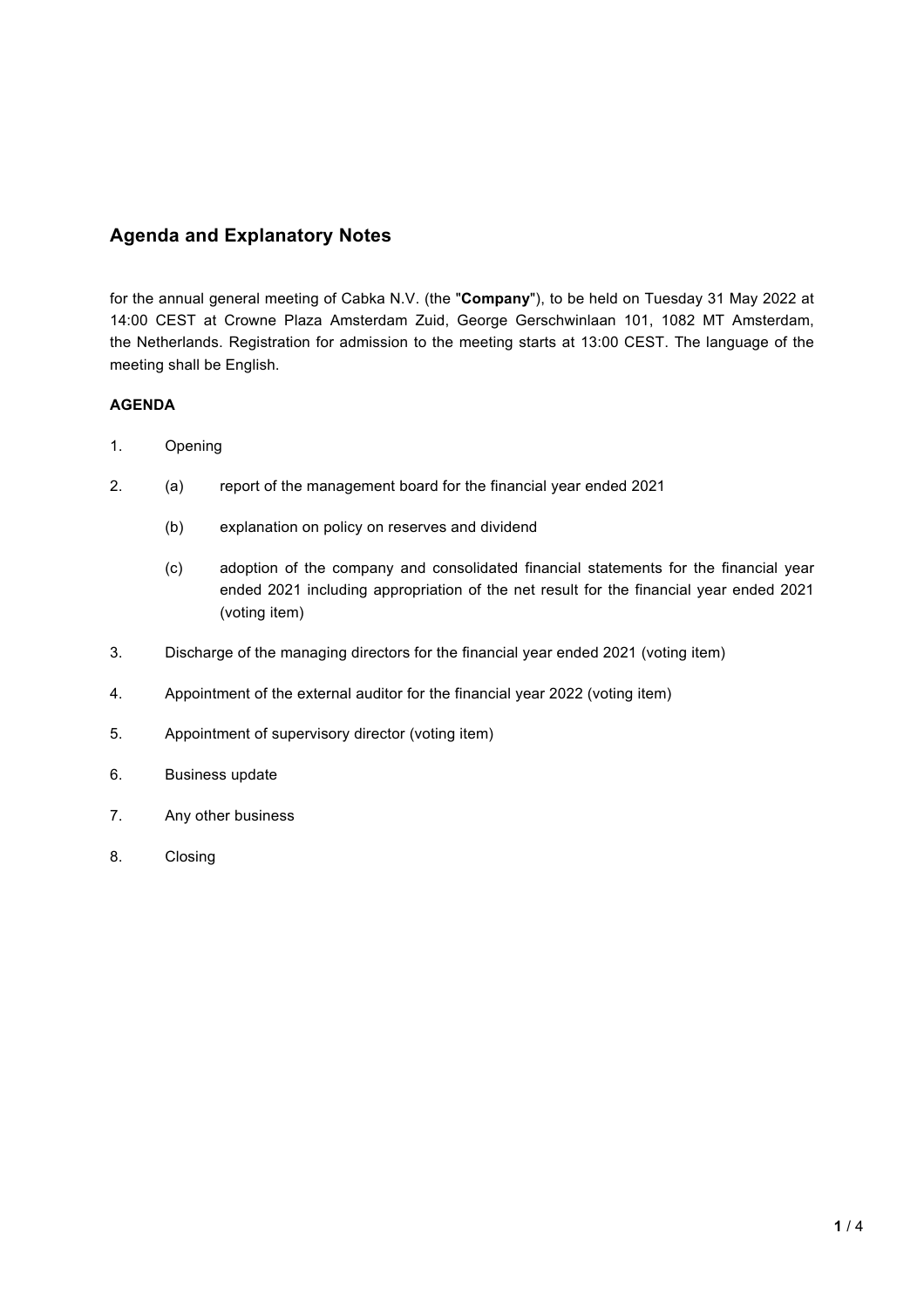## Agenda and Explanatory Notes

for the annual general meeting of Cabka N.V. (the "**Company**"), to be held on Tuesday 31 May 2022 at 14:00 CEST at Crowne Plaza Amsterdam Zuid, George Gerschwinlaan 101, 1082 MT Amsterdam, the Netherlands. Registration for admission to the meeting starts at 13:00 CEST. The language of the meeting shall be English.

**AGENDA**

1. Opening
2. (a) report of the management board for the financial year ended 2021

   (b) explanation on policy on reserves and dividend

   (c) adoption of the company and consolidated financial statements for the financial year ended 2021 including appropriation of the net result for the financial year ended 2021 (voting item)
3. Discharge of the managing directors for the financial year ended 2021 (voting item)
4. Appointment of the external auditor for the financial year 2022 (voting item)
5. Appointment of supervisory director (voting item)
6. Business update
7. Any other business
8. Closing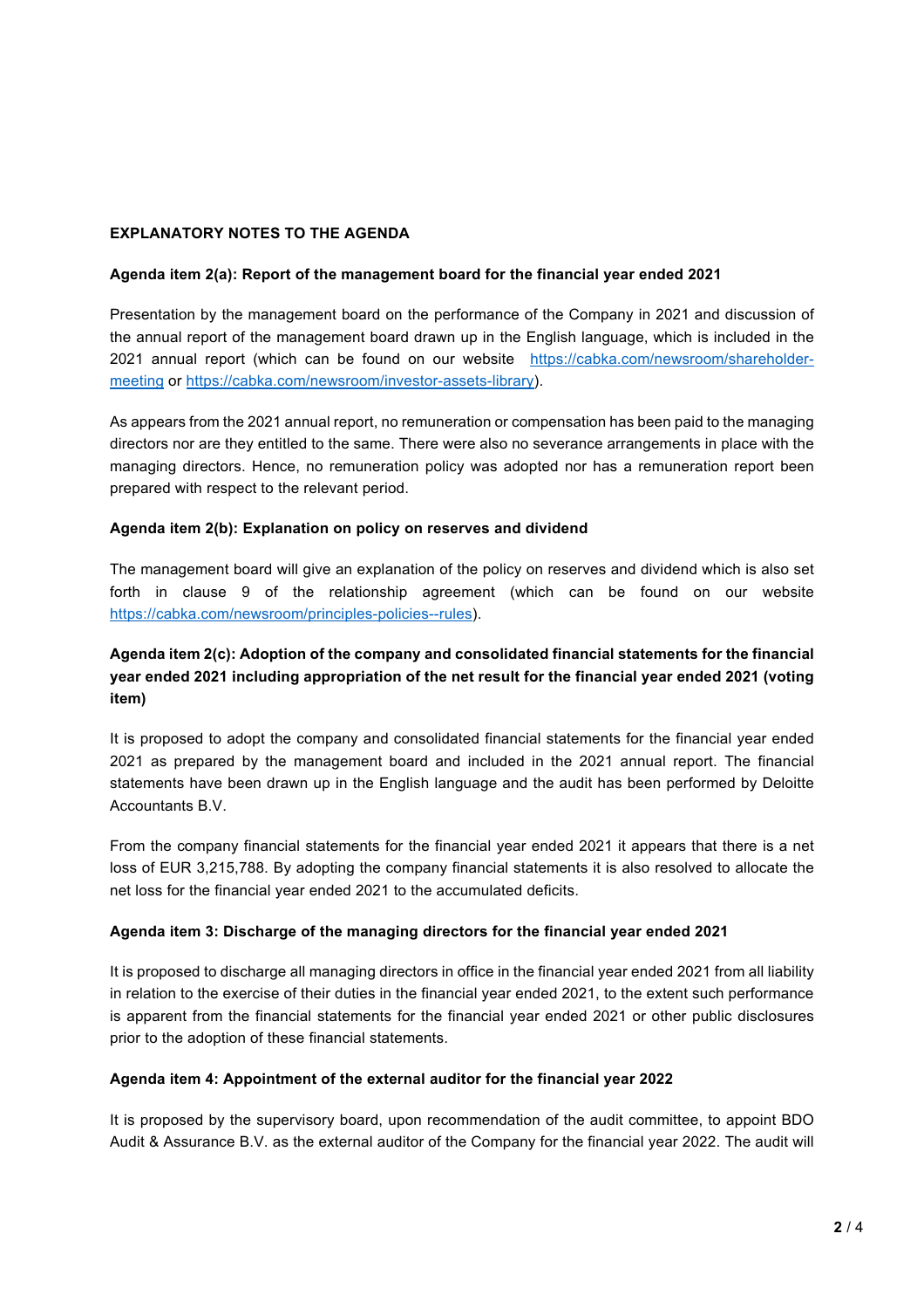**EXPLANATORY NOTES TO THE AGENDA**

**Agenda item 2(a): Report of the management board for the financial year ended 2021**

Presentation by the management board on the performance of the Company in 2021 and discussion of the annual report of the management board drawn up in the English language, which is included in the 2021 annual report (which can be found on our website https://cabka.com/newsroom/shareholder-meeting or https://cabka.com/newsroom/investor-assets-library).

As appears from the 2021 annual report, no remuneration or compensation has been paid to the managing directors nor are they entitled to the same. There were also no severance arrangements in place with the managing directors. Hence, no remuneration policy was adopted nor has a remuneration report been prepared with respect to the relevant period.

**Agenda item 2(b): Explanation on policy on reserves and dividend**

The management board will give an explanation of the policy on reserves and dividend which is also set forth in clause 9 of the relationship agreement (which can be found on our website https://cabka.com/newsroom/principles-policies--rules).

**Agenda item 2(c): Adoption of the company and consolidated financial statements for the financial year ended 2021 including appropriation of the net result for the financial year ended 2021 (voting item)**

It is proposed to adopt the company and consolidated financial statements for the financial year ended 2021 as prepared by the management board and included in the 2021 annual report. The financial statements have been drawn up in the English language and the audit has been performed by Deloitte Accountants B.V.

From the company financial statements for the financial year ended 2021 it appears that there is a net loss of EUR 3,215,788. By adopting the company financial statements it is also resolved to allocate the net loss for the financial year ended 2021 to the accumulated deficits.

**Agenda item 3: Discharge of the managing directors for the financial year ended 2021**

It is proposed to discharge all managing directors in office in the financial year ended 2021 from all liability in relation to the exercise of their duties in the financial year ended 2021, to the extent such performance is apparent from the financial statements for the financial year ended 2021 or other public disclosures prior to the adoption of these financial statements.

**Agenda item 4: Appointment of the external auditor for the financial year 2022**

It is proposed by the supervisory board, upon recommendation of the audit committee, to appoint BDO Audit & Assurance B.V. as the external auditor of the Company for the financial year 2022. The audit will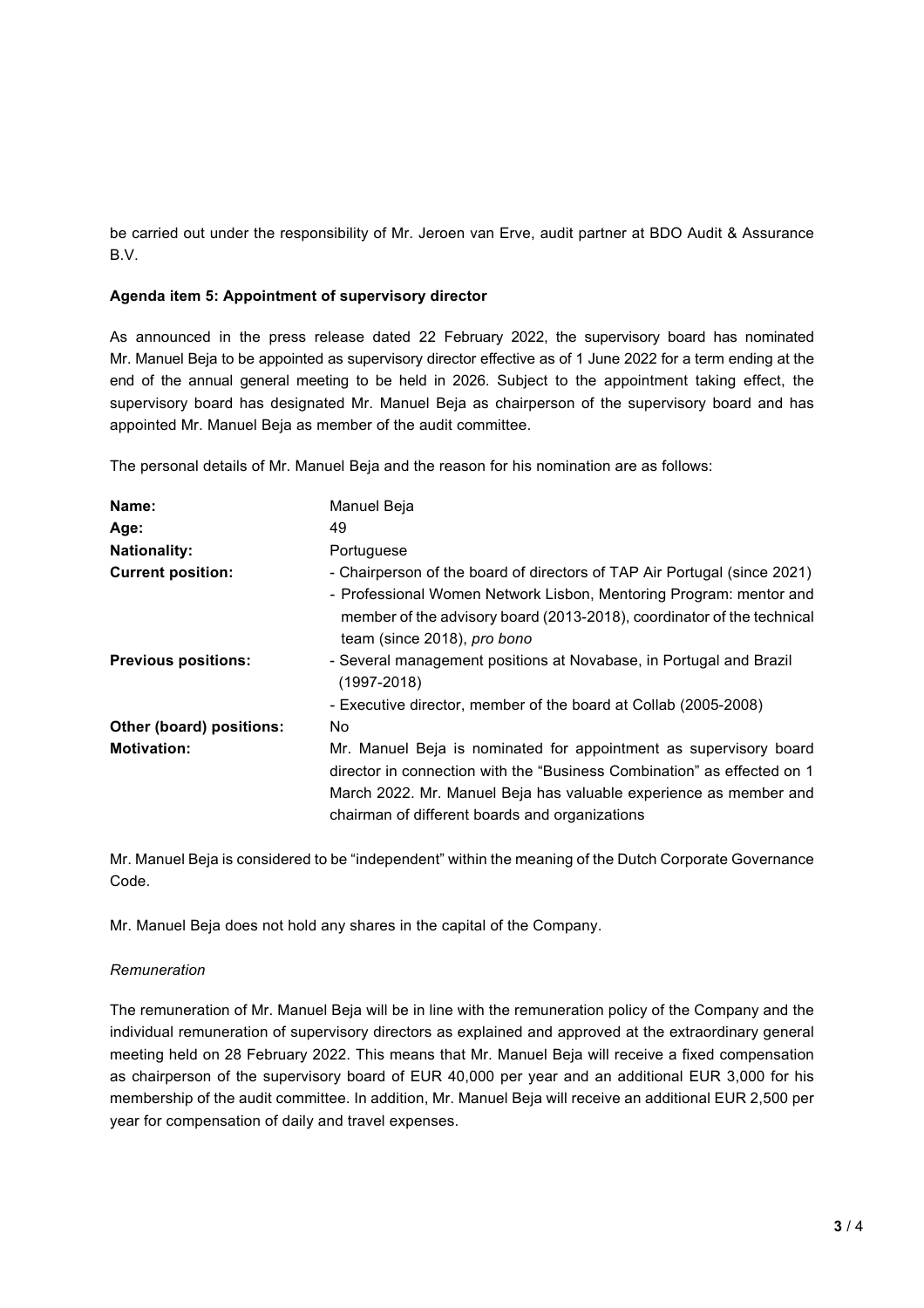be carried out under the responsibility of Mr. Jeroen van Erve, audit partner at BDO Audit & Assurance B.V.

**Agenda item 5: Appointment of supervisory director**

As announced in the press release dated 22 February 2022, the supervisory board has nominated Mr. Manuel Beja to be appointed as supervisory director effective as of 1 June 2022 for a term ending at the end of the annual general meeting to be held in 2026. Subject to the appointment taking effect, the supervisory board has designated Mr. Manuel Beja as chairperson of the supervisory board and has appointed Mr. Manuel Beja as member of the audit committee.

The personal details of Mr. Manuel Beja and the reason for his nomination are as follows:

| | |
|---|---|
| **Name:** | Manuel Beja |
| **Age:** | 49 |
| **Nationality:** | Portuguese |
| **Current position:** | - Chairperson of the board of directors of TAP Air Portugal (since 2021)<br>- Professional Women Network Lisbon, Mentoring Program: mentor and member of the advisory board (2013-2018), coordinator of the technical team (since 2018), *pro bono* |
| **Previous positions:** | - Several management positions at Novabase, in Portugal and Brazil (1997-2018)<br>- Executive director, member of the board at Collab (2005-2008) |
| **Other (board) positions:** | No |
| **Motivation:** | Mr. Manuel Beja is nominated for appointment as supervisory board director in connection with the "Business Combination" as effected on 1 March 2022. Mr. Manuel Beja has valuable experience as member and chairman of different boards and organizations |

Mr. Manuel Beja is considered to be "independent" within the meaning of the Dutch Corporate Governance Code.

Mr. Manuel Beja does not hold any shares in the capital of the Company.

*Remuneration*

The remuneration of Mr. Manuel Beja will be in line with the remuneration policy of the Company and the individual remuneration of supervisory directors as explained and approved at the extraordinary general meeting held on 28 February 2022. This means that Mr. Manuel Beja will receive a fixed compensation as chairperson of the supervisory board of EUR 40,000 per year and an additional EUR 3,000 for his membership of the audit committee. In addition, Mr. Manuel Beja will receive an additional EUR 2,500 per year for compensation of daily and travel expenses.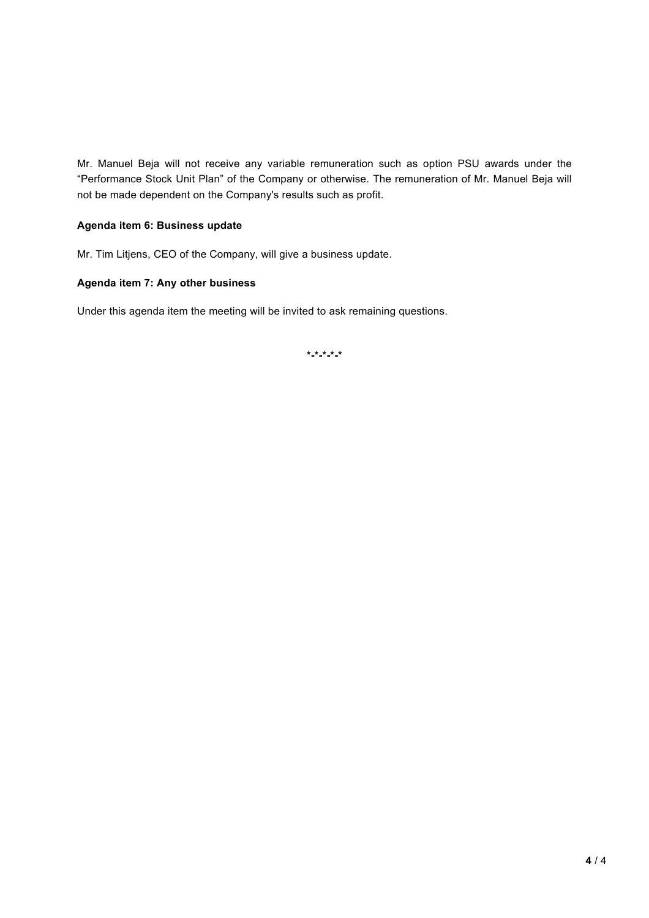Mr. Manuel Beja will not receive any variable remuneration such as option PSU awards under the "Performance Stock Unit Plan" of the Company or otherwise. The remuneration of Mr. Manuel Beja will not be made dependent on the Company's results such as profit.

**Agenda item 6: Business update**

Mr. Tim Litjens, CEO of the Company, will give a business update.

**Agenda item 7: Any other business**

Under this agenda item the meeting will be invited to ask remaining questions.

*-*-*-*-*